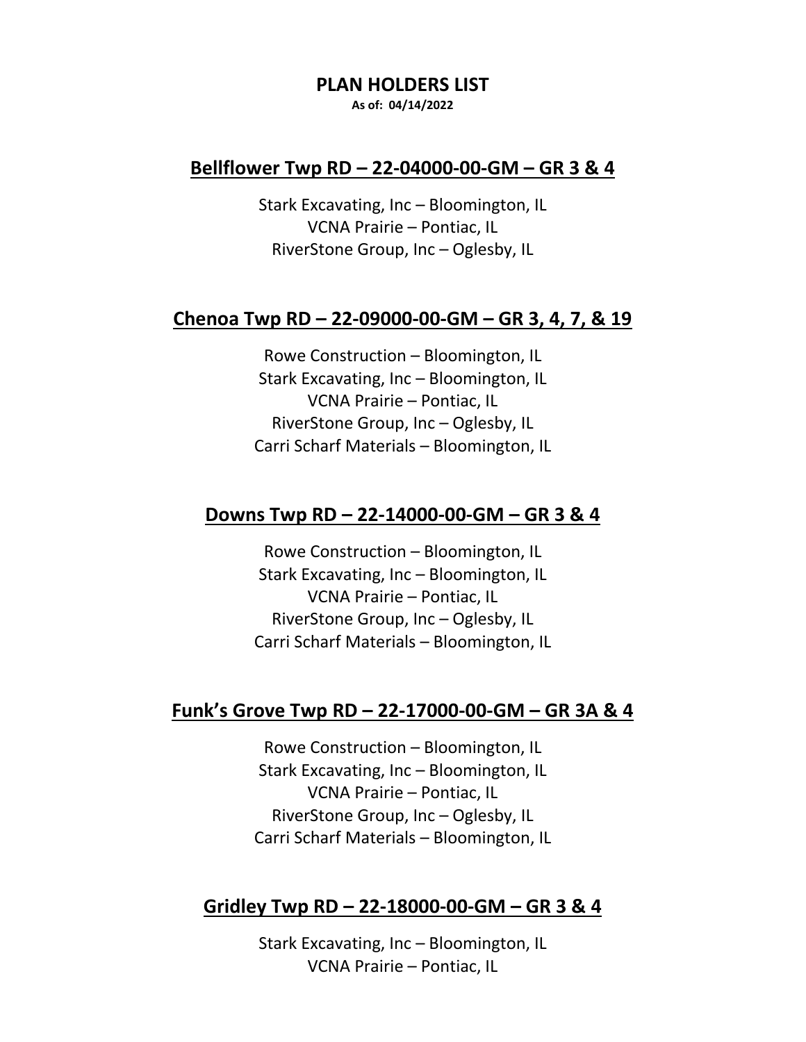# PLAN HOLDERS LIST

**As of: 04/14/2022**

## Bellflower Twp RD – 22-04000-00-GM – GR 3 & 4

Stark Excavating, Inc – Bloomington, IL
VCNA Prairie – Pontiac, IL
RiverStone Group, Inc – Oglesby, IL

## Chenoa Twp RD – 22-09000-00-GM – GR 3, 4, 7, & 19

Rowe Construction – Bloomington, IL
Stark Excavating, Inc – Bloomington, IL
VCNA Prairie – Pontiac, IL
RiverStone Group, Inc – Oglesby, IL
Carri Scharf Materials – Bloomington, IL

## Downs Twp RD – 22-14000-00-GM – GR 3 & 4

Rowe Construction – Bloomington, IL
Stark Excavating, Inc – Bloomington, IL
VCNA Prairie – Pontiac, IL
RiverStone Group, Inc – Oglesby, IL
Carri Scharf Materials – Bloomington, IL

## Funk's Grove Twp RD – 22-17000-00-GM – GR 3A & 4

Rowe Construction – Bloomington, IL
Stark Excavating, Inc – Bloomington, IL
VCNA Prairie – Pontiac, IL
RiverStone Group, Inc – Oglesby, IL
Carri Scharf Materials – Bloomington, IL

## Gridley Twp RD – 22-18000-00-GM – GR 3 & 4

Stark Excavating, Inc – Bloomington, IL
VCNA Prairie – Pontiac, IL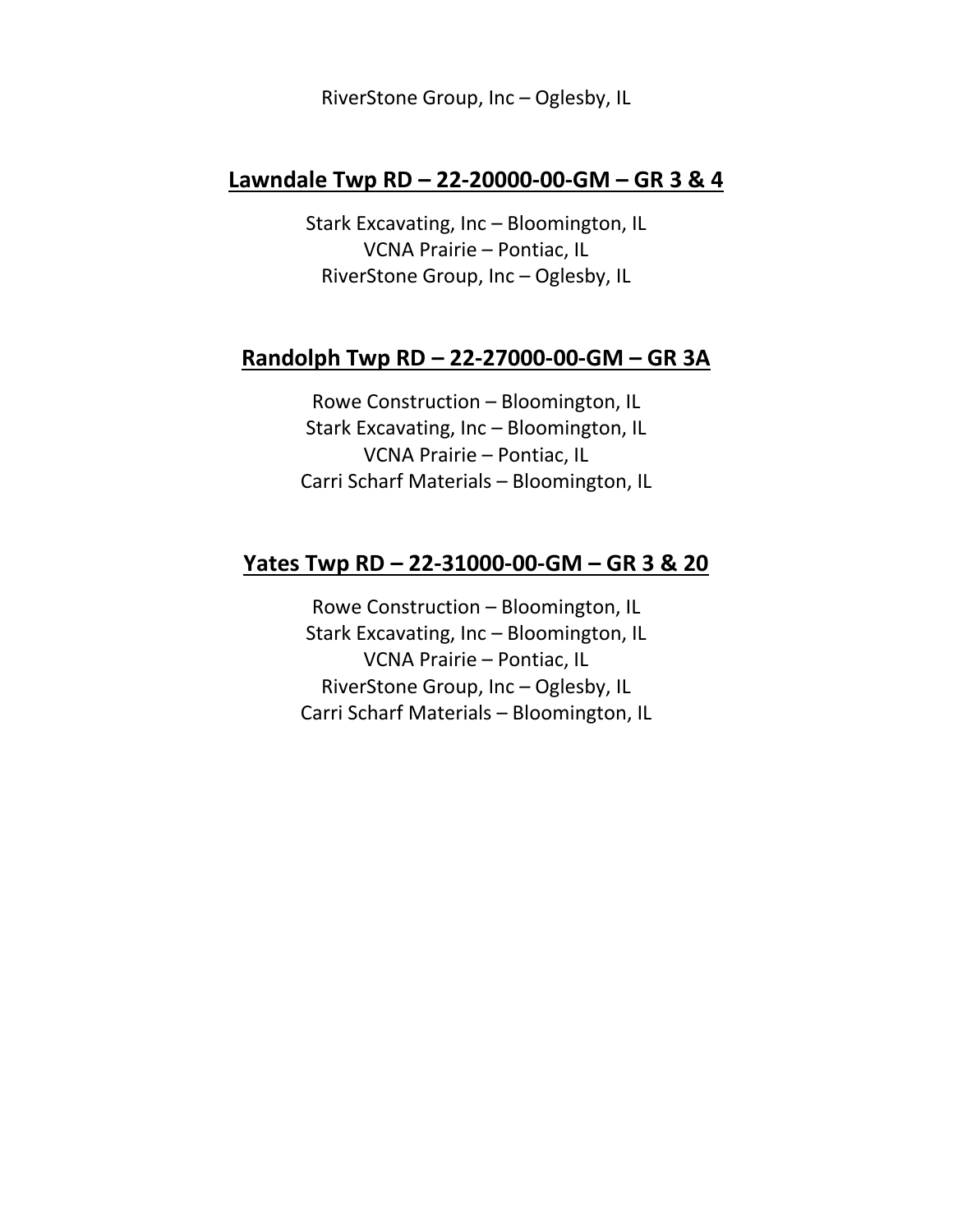RiverStone Group, Inc – Oglesby, IL

## Lawndale Twp RD – 22-20000-00-GM – GR 3 & 4

Stark Excavating, Inc – Bloomington, IL
VCNA Prairie – Pontiac, IL
RiverStone Group, Inc – Oglesby, IL

## Randolph Twp RD – 22-27000-00-GM – GR 3A

Rowe Construction – Bloomington, IL
Stark Excavating, Inc – Bloomington, IL
VCNA Prairie – Pontiac, IL
Carri Scharf Materials – Bloomington, IL

## Yates Twp RD – 22-31000-00-GM – GR 3 & 20

Rowe Construction – Bloomington, IL
Stark Excavating, Inc – Bloomington, IL
VCNA Prairie – Pontiac, IL
RiverStone Group, Inc – Oglesby, IL
Carri Scharf Materials – Bloomington, IL